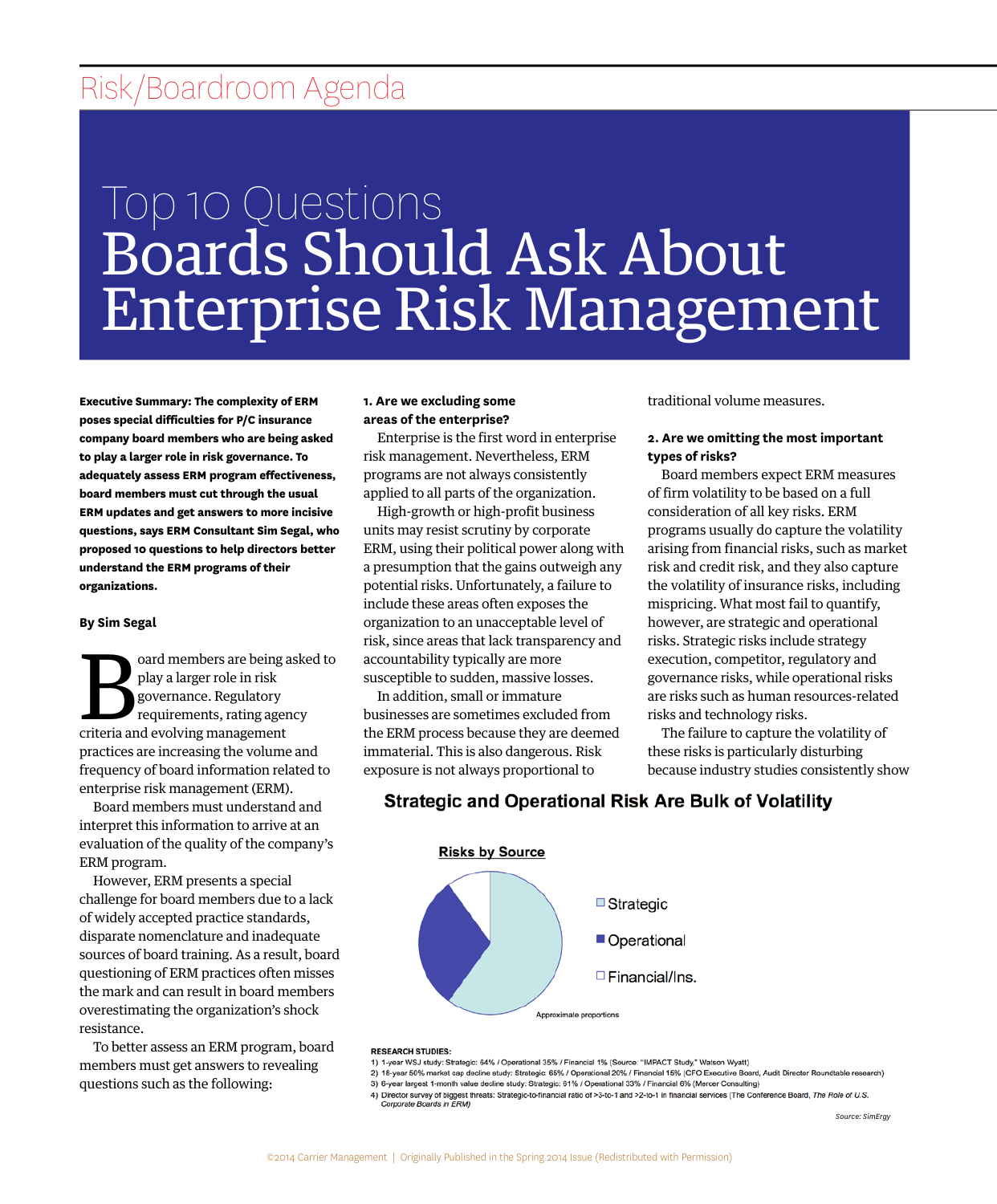Risk/Boardroom Agenda

# Top 10 Questions Boards Should Ask About Enterprise Risk Management

**Executive Summary: The complexity of ERM poses special difficulties for P/C insurance company board members who are being asked to play a larger role in risk governance. To adequately assess ERM program effectiveness, board members must cut through the usual ERM updates and get answers to more incisive questions, says ERM Consultant Sim Segal, who proposed 10 questions to help directors better understand the ERM programs of their organizations.**

**By Sim Segal**

Board members are being asked to play a larger role in risk governance. Regulatory requirements, rating agency criteria and evolving management practices are increasing the volume and frequency of board information related to enterprise risk management (ERM).

Board members must understand and interpret this information to arrive at an evaluation of the quality of the company's ERM program.

However, ERM presents a special challenge for board members due to a lack of widely accepted practice standards, disparate nomenclature and inadequate sources of board training. As a result, board questioning of ERM practices often misses the mark and can result in board members overestimating the organization's shock resistance.

To better assess an ERM program, board members must get answers to revealing questions such as the following:

**1. Are we excluding some areas of the enterprise?**

Enterprise is the first word in enterprise risk management. Nevertheless, ERM programs are not always consistently applied to all parts of the organization.

High-growth or high-profit business units may resist scrutiny by corporate ERM, using their political power along with a presumption that the gains outweigh any potential risks. Unfortunately, a failure to include these areas often exposes the organization to an unacceptable level of risk, since areas that lack transparency and accountability typically are more susceptible to sudden, massive losses.

In addition, small or immature businesses are sometimes excluded from the ERM process because they are deemed immaterial. This is also dangerous. Risk exposure is not always proportional to traditional volume measures.

**2. Are we omitting the most important types of risks?**

Board members expect ERM measures of firm volatility to be based on a full consideration of all key risks. ERM programs usually do capture the volatility arising from financial risks, such as market risk and credit risk, and they also capture the volatility of insurance risks, including mispricing. What most fail to quantify, however, are strategic and operational risks. Strategic risks include strategy execution, competitor, regulatory and governance risks, while operational risks are risks such as human resources-related risks and technology risks.

The failure to capture the volatility of these risks is particularly disturbing because industry studies consistently show

**Strategic and Operational Risk Are Bulk of Volatility**

Risks by Source

- Strategic
- Operational
- Financial/Ins.

Approximate proportions

RESEARCH STUDIES:

1) 1-year WSJ study: Strategic: 64% / Operational 35% / Financial 1% (Source: "IMPACT Study," Watson Wyatt)
2) 18-year 50% market cap decline study: Strategic: 65% / Operational 20% / Financial 15% (CFO Executive Board, Audit Director Roundtable research)
3) 6-year largest 1-month value decline study: Strategic: 61% / Operational 33% / Financial 6% (Mercer Consulting)
4) Director survey of biggest threats: Strategic-to-financial ratio of >3-to-1 and >2-to-1 in financial services (The Conference Board, *The Role of U.S. Corporate Boards in ERM*)

*Source: SimErgy*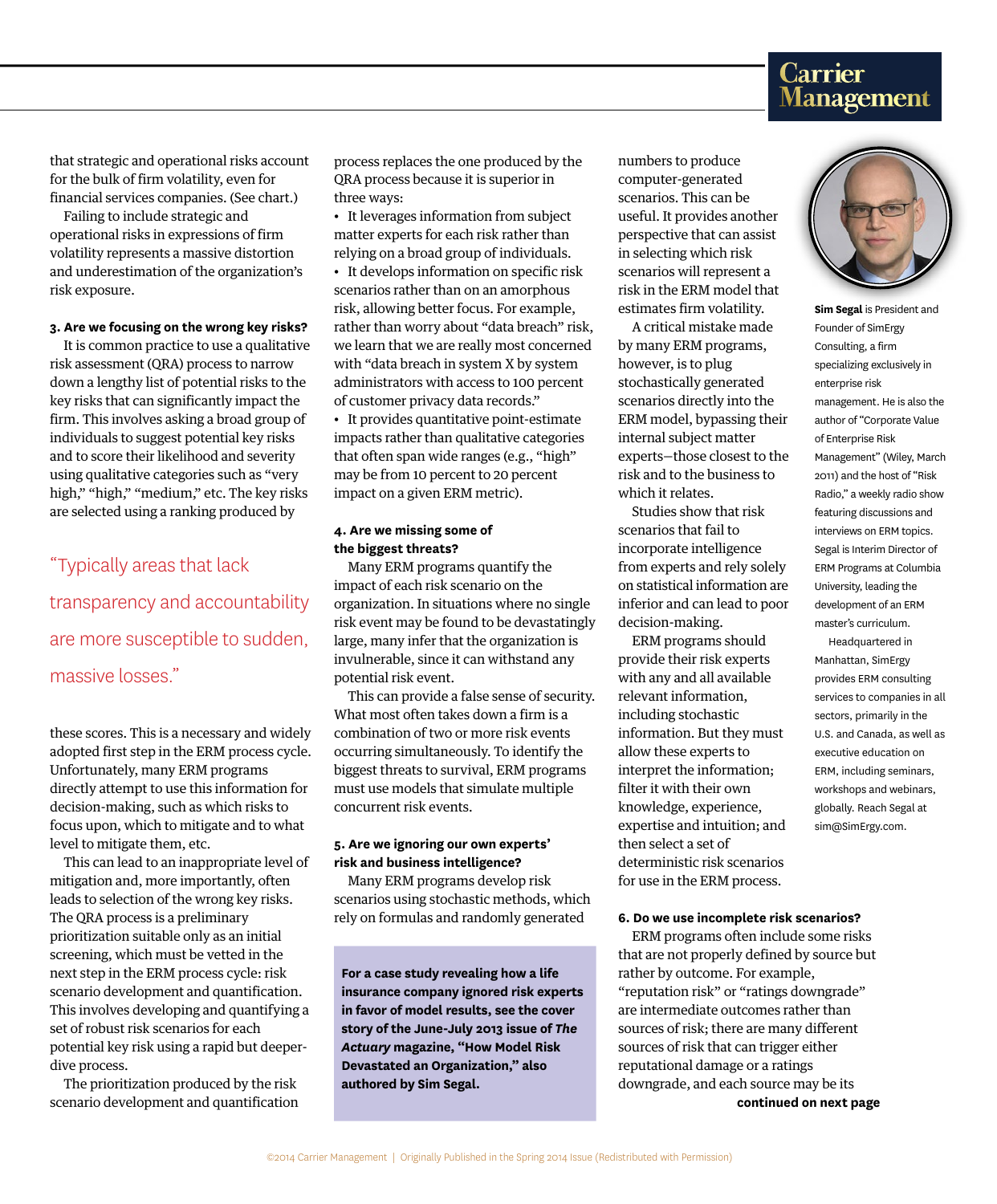that strategic and operational risks account for the bulk of firm volatility, even for financial services companies. (See chart.)

Failing to include strategic and operational risks in expressions of firm volatility represents a massive distortion and underestimation of the organization's risk exposure.

**3. Are we focusing on the wrong key risks?**

It is common practice to use a qualitative risk assessment (QRA) process to narrow down a lengthy list of potential risks to the key risks that can significantly impact the firm. This involves asking a broad group of individuals to suggest potential key risks and to score their likelihood and severity using qualitative categories such as "very high," "high," "medium," etc. The key risks are selected using a ranking produced by these scores. This is a necessary and widely adopted first step in the ERM process cycle. Unfortunately, many ERM programs directly attempt to use this information for decision-making, such as which risks to focus upon, which to mitigate and to what level to mitigate them, etc.

> "Typically areas that lack transparency and accountability are more susceptible to sudden, massive losses."

This can lead to an inappropriate level of mitigation and, more importantly, often leads to selection of the wrong key risks. The QRA process is a preliminary prioritization suitable only as an initial screening, which must be vetted in the next step in the ERM process cycle: risk scenario development and quantification. This involves developing and quantifying a set of robust risk scenarios for each potential key risk using a rapid but deeper-dive process.

The prioritization produced by the risk scenario development and quantification process replaces the one produced by the QRA process because it is superior in three ways:

- It leverages information from subject matter experts for each risk rather than relying on a broad group of individuals.
- It develops information on specific risk scenarios rather than on an amorphous risk, allowing better focus. For example, rather than worry about "data breach" risk, we learn that we are really most concerned with "data breach in system X by system administrators with access to 100 percent of customer privacy data records."
- It provides quantitative point-estimate impacts rather than qualitative categories that often span wide ranges (e.g., "high" may be from 10 percent to 20 percent impact on a given ERM metric).

**4. Are we missing some of the biggest threats?**

Many ERM programs quantify the impact of each risk scenario on the organization. In situations where no single risk event may be found to be devastatingly large, many infer that the organization is invulnerable, since it can withstand any potential risk event.

This can provide a false sense of security. What most often takes down a firm is a combination of two or more risk events occurring simultaneously. To identify the biggest threats to survival, ERM programs must use models that simulate multiple concurrent risk events.

**5. Are we ignoring our own experts' risk and business intelligence?**

Many ERM programs develop risk scenarios using stochastic methods, which rely on formulas and randomly generated numbers to produce computer-generated scenarios. This can be useful. It provides another perspective that can assist in selecting which risk scenarios will represent a risk in the ERM model that estimates firm volatility.

A critical mistake made by many ERM programs, however, is to plug stochastically generated scenarios directly into the ERM model, bypassing their internal subject matter experts—those closest to the risk and to the business to which it relates.

Studies show that risk scenarios that fail to incorporate intelligence from experts and rely solely on statistical information are inferior and can lead to poor decision-making.

ERM programs should provide their risk experts with any and all available relevant information, including stochastic information. But they must allow these experts to interpret the information; filter it with their own knowledge, experience, expertise and intuition; and then select a set of deterministic risk scenarios for use in the ERM process.

**For a case study revealing how a life insurance company ignored risk experts in favor of model results, see the cover story of the June-July 2013 issue of *The Actuary* magazine, "How Model Risk Devastated an Organization," also authored by Sim Segal.**

**6. Do we use incomplete risk scenarios?**

ERM programs often include some risks that are not properly defined by source but rather by outcome. For example, "reputation risk" or "ratings downgrade" are intermediate outcomes rather than sources of risk; there are many different sources of risk that can trigger either reputational damage or a ratings downgrade, and each source may be its

**continued on next page**

**Sim Segal** is President and Founder of SimErgy Consulting, a firm specializing exclusively in enterprise risk management. He is also the author of "Corporate Value of Enterprise Risk Management" (Wiley, March 2011) and the host of "Risk Radio," a weekly radio show featuring discussions and interviews on ERM topics. Segal is Interim Director of ERM Programs at Columbia University, leading the development of an ERM master's curriculum.

Headquartered in Manhattan, SimErgy provides ERM consulting services to companies in all sectors, primarily in the U.S. and Canada, as well as executive education on ERM, including seminars, workshops and webinars, globally. Reach Segal at sim@SimErgy.com.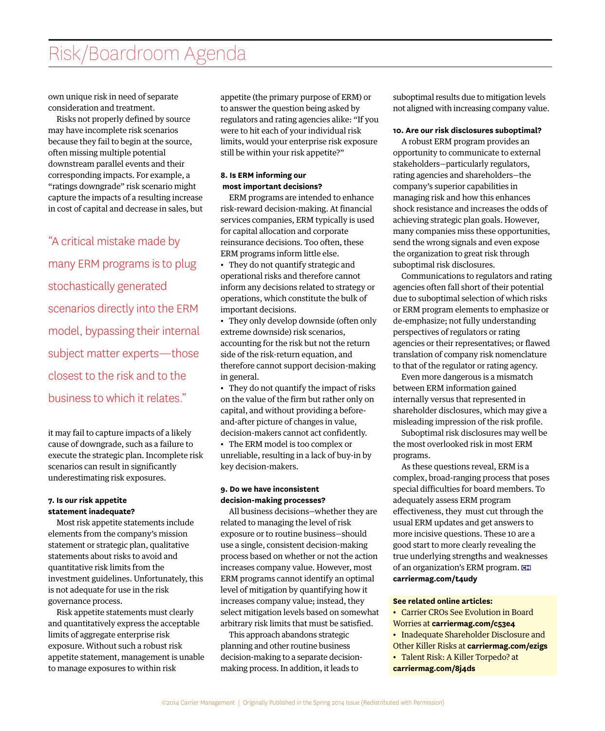own unique risk in need of separate consideration and treatment.

Risks not properly defined by source may have incomplete risk scenarios because they fail to begin at the source, often missing multiple potential downstream parallel events and their corresponding impacts. For example, a "ratings downgrade" risk scenario might capture the impacts of a resulting increase in cost of capital and decrease in sales, but it may fail to capture impacts of a likely cause of downgrade, such as a failure to execute the strategic plan. Incomplete risk scenarios can result in significantly underestimating risk exposures.

> "A critical mistake made by many ERM programs is to plug stochastically generated scenarios directly into the ERM model, bypassing their internal subject matter experts—those closest to the risk and to the business to which it relates."

**7. Is our risk appetite statement inadequate?**

Most risk appetite statements include elements from the company's mission statement or strategic plan, qualitative statements about risks to avoid and quantitative risk limits from the investment guidelines. Unfortunately, this is not adequate for use in the risk governance process.

Risk appetite statements must clearly and quantitatively express the acceptable limits of aggregate enterprise risk exposure. Without such a robust risk appetite statement, management is unable to manage exposures to within risk appetite (the primary purpose of ERM) or to answer the question being asked by regulators and rating agencies alike: "If you were to hit each of your individual risk limits, would your enterprise risk exposure still be within your risk appetite?"

**8. Is ERM informing our most important decisions?**

ERM programs are intended to enhance risk-reward decision-making. At financial services companies, ERM typically is used for capital allocation and corporate reinsurance decisions. Too often, these ERM programs inform little else.

- They do not quantify strategic and operational risks and therefore cannot inform any decisions related to strategy or operations, which constitute the bulk of important decisions.
- They only develop downside (often only extreme downside) risk scenarios, accounting for the risk but not the return side of the risk-return equation, and therefore cannot support decision-making in general.
- They do not quantify the impact of risks on the value of the firm but rather only on capital, and without providing a before-and-after picture of changes in value, decision-makers cannot act confidently.
- The ERM model is too complex or unreliable, resulting in a lack of buy-in by key decision-makers.

**9. Do we have inconsistent decision-making processes?**

All business decisions—whether they are related to managing the level of risk exposure or to routine business—should use a single, consistent decision-making process based on whether or not the action increases company value. However, most ERM programs cannot identify an optimal level of mitigation by quantifying how it increases company value; instead, they select mitigation levels based on somewhat arbitrary risk limits that must be satisfied.

This approach abandons strategic planning and other routine business decision-making to a separate decision-making process. In addition, it leads to suboptimal results due to mitigation levels not aligned with increasing company value.

**10. Are our risk disclosures suboptimal?**

A robust ERM program provides an opportunity to communicate to external stakeholders—particularly regulators, rating agencies and shareholders—the company's superior capabilities in managing risk and how this enhances shock resistance and increases the odds of achieving strategic plan goals. However, many companies miss these opportunities, send the wrong signals and even expose the organization to great risk through suboptimal risk disclosures.

Communications to regulators and rating agencies often fall short of their potential due to suboptimal selection of which risks or ERM program elements to emphasize or de-emphasize; not fully understanding perspectives of regulators or rating agencies or their representatives; or flawed translation of company risk nomenclature to that of the regulator or rating agency.

Even more dangerous is a mismatch between ERM information gained internally versus that represented in shareholder disclosures, which may give a misleading impression of the risk profile.

Suboptimal risk disclosures may well be the most overlooked risk in most ERM programs.

As these questions reveal, ERM is a complex, broad-ranging process that poses special difficulties for board members. To adequately assess ERM program effectiveness, they must cut through the usual ERM updates and get answers to more incisive questions. These 10 are a good start to more clearly revealing the true underlying strengths and weaknesses of an organization's ERM program. CM

**carriermag.com/t4udy**

**See related online articles:**

- Carrier CROs See Evolution in Board Worries at **carriermag.com/c53e4**
- Inadequate Shareholder Disclosure and Other Killer Risks at **carriermag.com/ezigs**
- Talent Risk: A Killer Torpedo? at **carriermag.com/8j4ds**

©2014 Carrier Management | Originally Published in the Spring 2014 Issue (Redistributed with Permission)